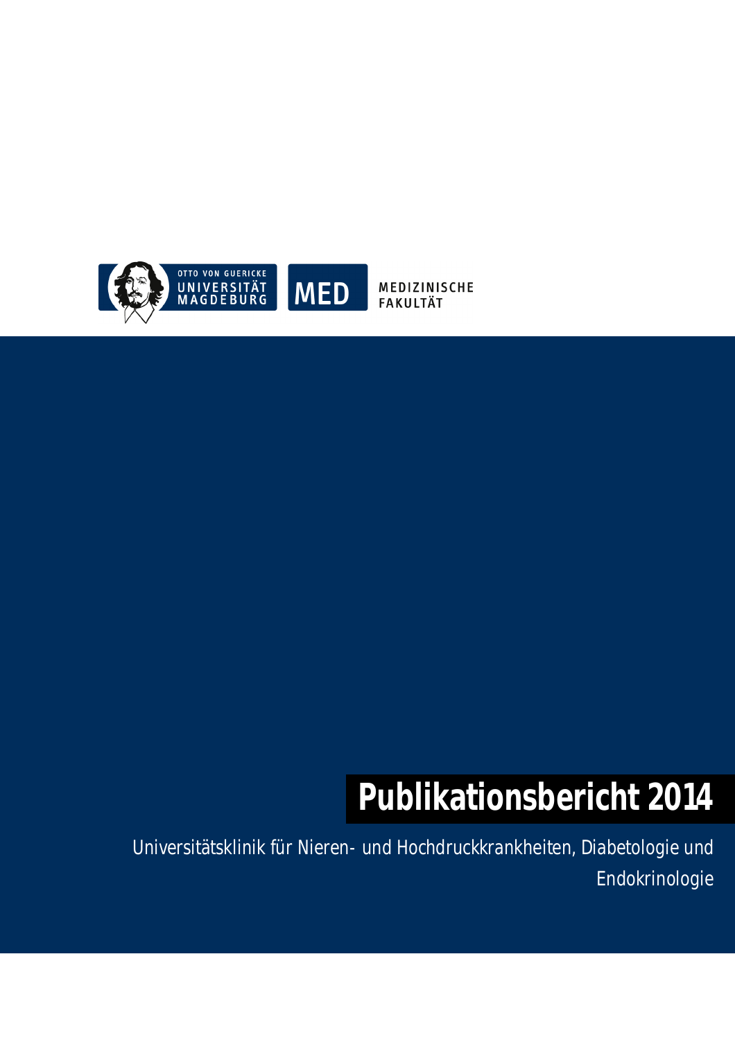OTTO VON GUERICKE UNIVERSITÄT MAGDEBURG

MED MEDIZINISCHE FAKULTÄT

# Publikationsbericht 2014

Universitätsklinik für Nieren- und Hochdruckkrankheiten, Diabetologie und Endokrinologie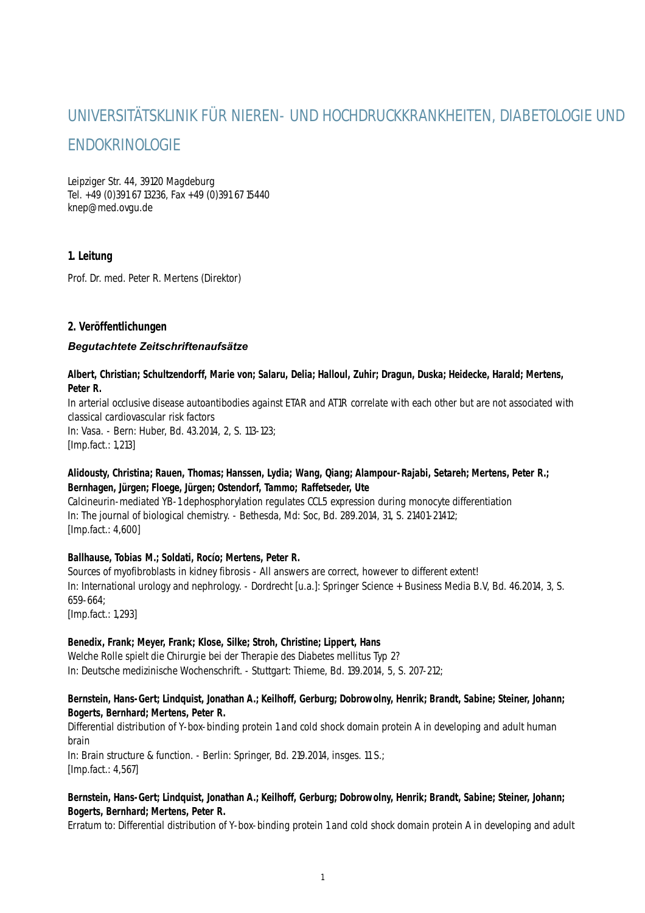# UNIVERSITÄTSKLINIK FÜR NIEREN- UND HOCHDRUCKKRANKHEITEN, DIABETOLOGIE UND ENDOKRINOLOGIE

Leipziger Str. 44, 39120 Magdeburg
Tel. +49 (0)391 67 13236, Fax +49 (0)391 67 15440
knep@med.ovgu.de

## 1. Leitung

Prof. Dr. med. Peter R. Mertens (Direktor)

## 2. Veröffentlichungen

### *Begutachtete Zeitschriftenaufsätze*

**Albert, Christian; Schultzendorff, Marie von; Salaru, Delia; Halloul, Zuhir; Dragun, Duska; Heidecke, Harald; Mertens, Peter R.**
In arterial occlusive disease autoantibodies against ETAR and AT1R correlate with each other but are not associated with classical cardiovascular risk factors
In: Vasa. - Bern: Huber, Bd. 43.2014, 2, S. 113-123;
[Imp.fact.: 1,213]

**Alidousty, Christina; Rauen, Thomas; Hanssen, Lydia; Wang, Qiang; Alampour-Rajabi, Setareh; Mertens, Peter R.; Bernhagen, Jürgen; Floege, Jürgen; Ostendorf, Tammo; Raffetseder, Ute**
Calcineurin-mediated YB-1 dephosphorylation regulates CCL5 expression during monocyte differentiation
In: The journal of biological chemistry. - Bethesda, Md: Soc, Bd. 289.2014, 31, S. 21401-21412;
[Imp.fact.: 4,600]

**Ballhause, Tobias M.; Soldati, Rocío; Mertens, Peter R.**
Sources of myofibroblasts in kidney fibrosis - All answers are correct, however to different extent!
In: International urology and nephrology. - Dordrecht [u.a.]: Springer Science + Business Media B.V, Bd. 46.2014, 3, S. 659-664;
[Imp.fact.: 1,293]

**Benedix, Frank; Meyer, Frank; Klose, Silke; Stroh, Christine; Lippert, Hans**
Welche Rolle spielt die Chirurgie bei der Therapie des Diabetes mellitus Typ 2?
In: Deutsche medizinische Wochenschrift. - Stuttgart: Thieme, Bd. 139.2014, 5, S. 207-212;

**Bernstein, Hans-Gert; Lindquist, Jonathan A.; Keilhoff, Gerburg; Dobrowolny, Henrik; Brandt, Sabine; Steiner, Johann; Bogerts, Bernhard; Mertens, Peter R.**
Differential distribution of Y-box-binding protein 1 and cold shock domain protein A in developing and adult human brain
In: Brain structure & function. - Berlin: Springer, Bd. 219.2014, insges. 11 S.;
[Imp.fact.: 4,567]

**Bernstein, Hans-Gert; Lindquist, Jonathan A.; Keilhoff, Gerburg; Dobrowolny, Henrik; Brandt, Sabine; Steiner, Johann; Bogerts, Bernhard; Mertens, Peter R.**
Erratum to: Differential distribution of Y-box-binding protein 1 and cold shock domain protein A in developing and adult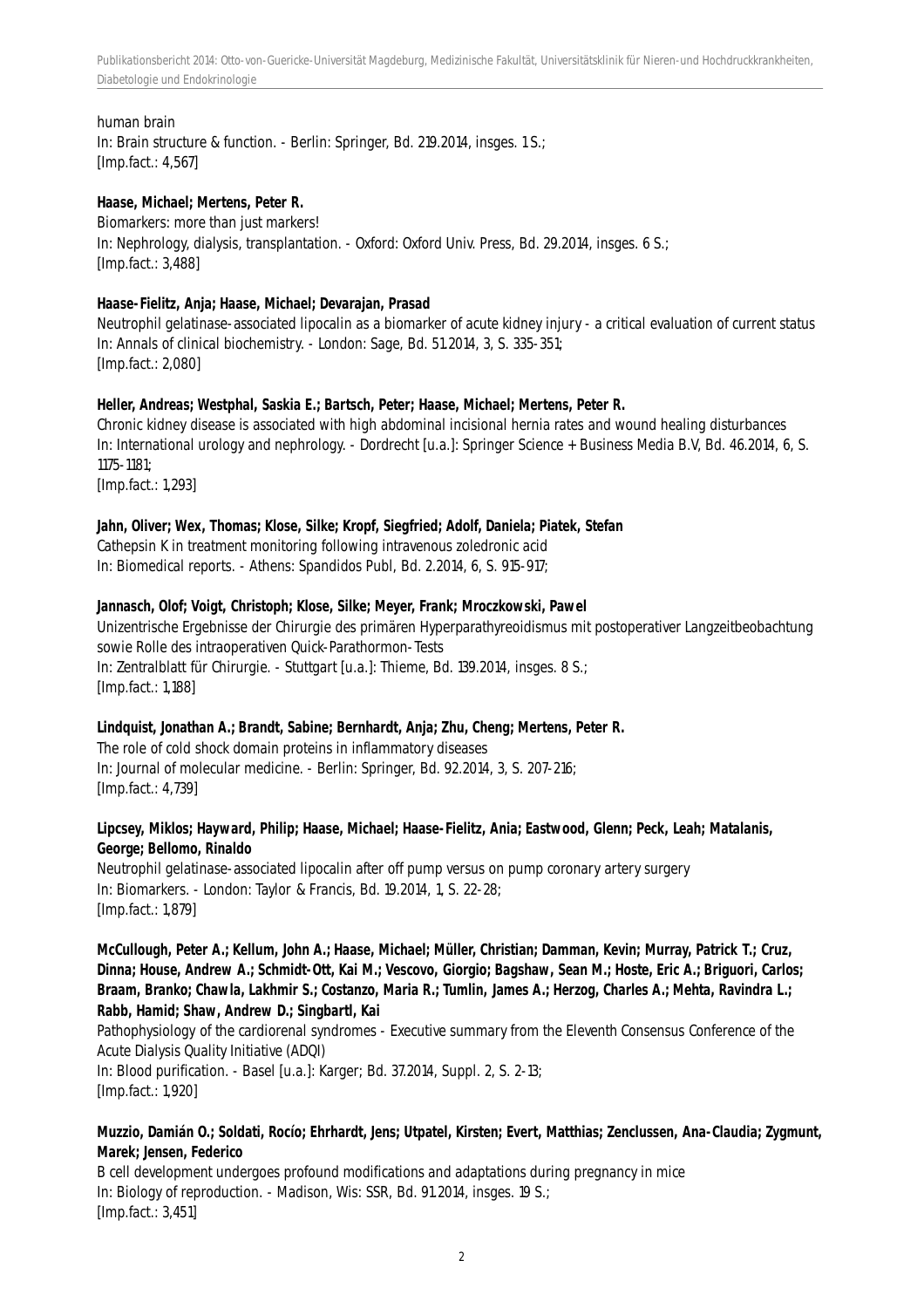human brain
In: Brain structure & function. - Berlin: Springer, Bd. 219.2014, insges. 1 S.;
[Imp.fact.: 4,567]

**Haase, Michael; Mertens, Peter R.**
Biomarkers: more than just markers!
In: Nephrology, dialysis, transplantation. - Oxford: Oxford Univ. Press, Bd. 29.2014, insges. 6 S.;
[Imp.fact.: 3,488]

**Haase-Fielitz, Anja; Haase, Michael; Devarajan, Prasad**
Neutrophil gelatinase-associated lipocalin as a biomarker of acute kidney injury - a critical evaluation of current status
In: Annals of clinical biochemistry. - London: Sage, Bd. 51.2014, 3, S. 335-351;
[Imp.fact.: 2,080]

**Heller, Andreas; Westphal, Saskia E.; Bartsch, Peter; Haase, Michael; Mertens, Peter R.**
Chronic kidney disease is associated with high abdominal incisional hernia rates and wound healing disturbances
In: International urology and nephrology. - Dordrecht [u.a.]: Springer Science + Business Media B.V, Bd. 46.2014, 6, S. 1175-1181;
[Imp.fact.: 1,293]

**Jahn, Oliver; Wex, Thomas; Klose, Silke; Kropf, Siegfried; Adolf, Daniela; Piatek, Stefan**
Cathepsin K in treatment monitoring following intravenous zoledronic acid
In: Biomedical reports. - Athens: Spandidos Publ, Bd. 2.2014, 6, S. 915-917;

**Jannasch, Olof; Voigt, Christoph; Klose, Silke; Meyer, Frank; Mroczkowski, Pawel**
Unizentrische Ergebnisse der Chirurgie des primären Hyperparathyreoidismus mit postoperativer Langzeitbeobachtung sowie Rolle des intraoperativen Quick-Parathormon-Tests
In: Zentralblatt für Chirurgie. - Stuttgart [u.a.]: Thieme, Bd. 139.2014, insges. 8 S.;
[Imp.fact.: 1,188]

**Lindquist, Jonathan A.; Brandt, Sabine; Bernhardt, Anja; Zhu, Cheng; Mertens, Peter R.**
The role of cold shock domain proteins in inflammatory diseases
In: Journal of molecular medicine. - Berlin: Springer, Bd. 92.2014, 3, S. 207-216;
[Imp.fact.: 4,739]

**Lipcsey, Miklos; Hayward, Philip; Haase, Michael; Haase-Fielitz, Anja; Eastwood, Glenn; Peck, Leah; Matalanis, George; Bellomo, Rinaldo**
Neutrophil gelatinase-associated lipocalin after off pump versus on pump coronary artery surgery
In: Biomarkers. - London: Taylor & Francis, Bd. 19.2014, 1, S. 22-28;
[Imp.fact.: 1,879]

**McCullough, Peter A.; Kellum, John A.; Haase, Michael; Müller, Christian; Damman, Kevin; Murray, Patrick T.; Cruz, Dinna; House, Andrew A.; Schmidt-Ott, Kai M.; Vescovo, Giorgio; Bagshaw, Sean M.; Hoste, Eric A.; Briguori, Carlos; Braam, Branko; Chawla, Lakhmir S.; Costanzo, Maria R.; Tumlin, James A.; Herzog, Charles A.; Mehta, Ravindra L.; Rabb, Hamid; Shaw, Andrew D.; Singbartl, Kai**
Pathophysiology of the cardiorenal syndromes - Executive summary from the Eleventh Consensus Conference of the Acute Dialysis Quality Initiative (ADQI)
In: Blood purification. - Basel [u.a.]: Karger; Bd. 37.2014, Suppl. 2, S. 2-13;
[Imp.fact.: 1,920]

**Muzzio, Damián O.; Soldati, Rocío; Ehrhardt, Jens; Utpatel, Kirsten; Evert, Matthias; Zenclussen, Ana-Claudia; Zygmunt, Marek; Jensen, Federico**
B cell development undergoes profound modifications and adaptations during pregnancy in mice
In: Biology of reproduction. - Madison, Wis: SSR, Bd. 91.2014, insges. 19 S.;
[Imp.fact.: 3,451]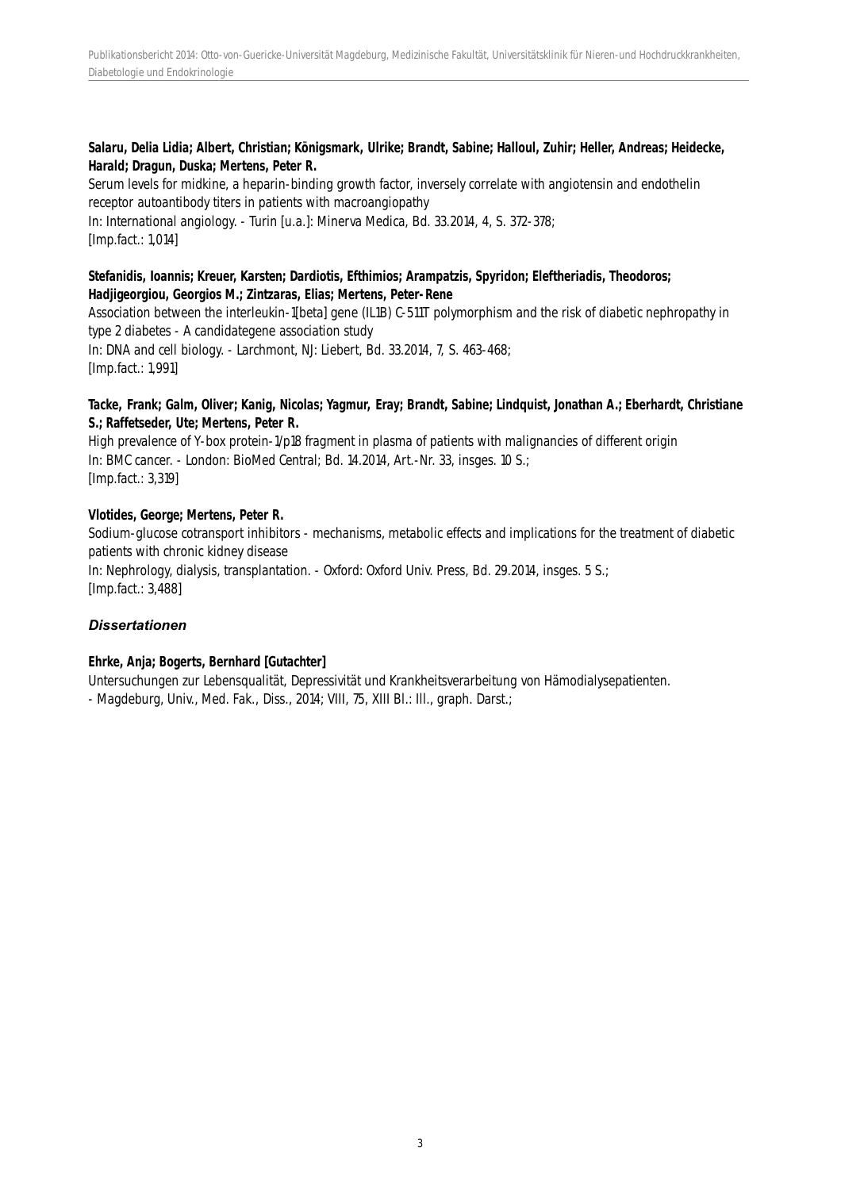**Salaru, Delia Lidia; Albert, Christian; Königsmark, Ulrike; Brandt, Sabine; Halloul, Zuhir; Heller, Andreas; Heidecke, Harald; Dragun, Duska; Mertens, Peter R.**

Serum levels for midkine, a heparin-binding growth factor, inversely correlate with angiotensin and endothelin receptor autoantibody titers in patients with macroangiopathy

In: International angiology. - Turin [u.a.]: Minerva Medica, Bd. 33.2014, 4, S. 372-378;

[Imp.fact.: 1,014]

**Stefanidis, Ioannis; Kreuer, Karsten; Dardiotis, Efthimios; Arampatzis, Spyridon; Eleftheriadis, Theodoros; Hadjigeorgiou, Georgios M.; Zintzaras, Elias; Mertens, Peter-Rene**

Association between the interleukin-1[beta] gene (IL1B) C-511T polymorphism and the risk of diabetic nephropathy in type 2 diabetes - A candidategene association study

In: DNA and cell biology. - Larchmont, NJ: Liebert, Bd. 33.2014, 7, S. 463-468;

[Imp.fact.: 1,991]

**Tacke, Frank; Galm, Oliver; Kanig, Nicolas; Yagmur, Eray; Brandt, Sabine; Lindquist, Jonathan A.; Eberhardt, Christiane S.; Raffetseder, Ute; Mertens, Peter R.**

High prevalence of Y-box protein-1/p18 fragment in plasma of patients with malignancies of different origin

In: BMC cancer. - London: BioMed Central; Bd. 14.2014, Art.-Nr. 33, insges. 10 S.;

[Imp.fact.: 3,319]

**Vlotides, George; Mertens, Peter R.**

Sodium-glucose cotransport inhibitors - mechanisms, metabolic effects and implications for the treatment of diabetic patients with chronic kidney disease

In: Nephrology, dialysis, transplantation. - Oxford: Oxford Univ. Press, Bd. 29.2014, insges. 5 S.;

[Imp.fact.: 3,488]

### *Dissertationen*

**Ehrke, Anja; Bogerts, Bernhard [Gutachter]**

Untersuchungen zur Lebensqualität, Depressivität und Krankheitsverarbeitung von Hämodialysepatienten.

- Magdeburg, Univ., Med. Fak., Diss., 2014; VIII, 75, XIII Bl.: Ill., graph. Darst.;